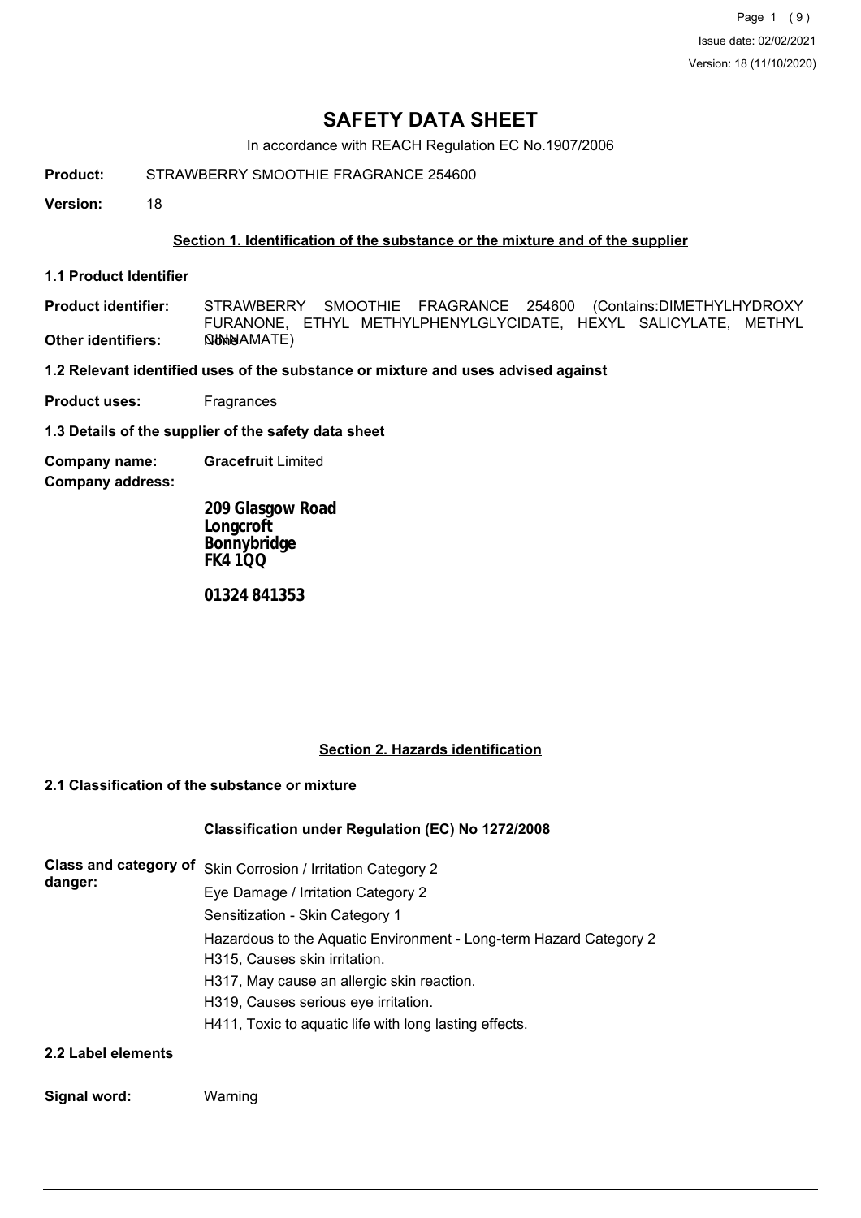# SAFETY DATA SHEET

In accordance with REACH Regulation EC No.1907/2006

**Product:** STRAWBERRY SMOOTHIE FRAGRANCE 254600

**Version:** 18

## Section 1. Identification of the substance or the mixture and of the supplier

### 1.1 Product Identifier

**Product identifier:** STRAWBERRY SMOOTHIE FRAGRANCE 254600 (Contains:DIMETHYLHYDROXY FURANONE, ETHYL METHYLPHENYLGLYCIDATE, HEXYL SALICYLATE, METHYL CINNAMATE)

**Other identifiers:** None

### 1.2 Relevant identified uses of the substance or mixture and uses advised against

**Product uses:** Fragrances

### 1.3 Details of the supplier of the safety data sheet

**Company name:** **Gracefruit** Limited

**Company address:**

**209 Glasgow Road**
**Longcroft**
**Bonnybridge**
**FK4 1QQ**

**01324 841353**

## Section 2. Hazards identification

### 2.1 Classification of the substance or mixture

**Classification under Regulation (EC) No 1272/2008**

**Class and category of danger:**
Skin Corrosion / Irritation Category 2
Eye Damage / Irritation Category 2
Sensitization - Skin Category 1
Hazardous to the Aquatic Environment - Long-term Hazard Category 2
H315, Causes skin irritation.
H317, May cause an allergic skin reaction.
H319, Causes serious eye irritation.
H411, Toxic to aquatic life with long lasting effects.

### 2.2 Label elements

**Signal word:** Warning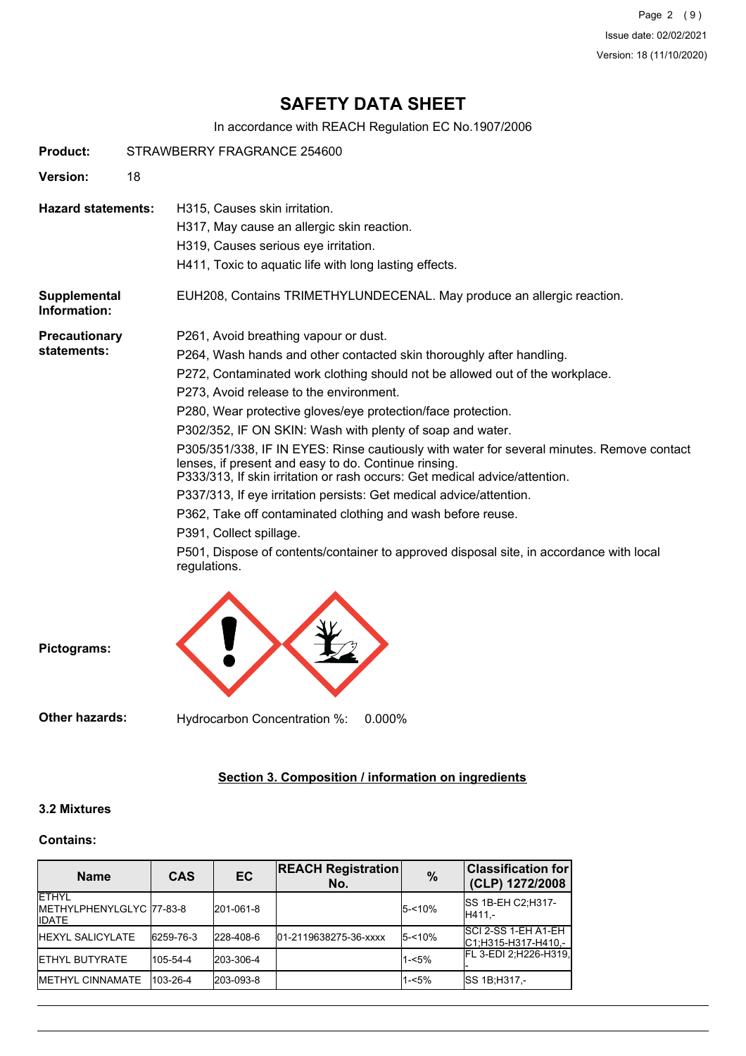# SAFETY DATA SHEET

In accordance with REACH Regulation EC No.1907/2006

**Product:** STRAWBERRY FRAGRANCE 254600

**Version:** 18

**Hazard statements:**

H315, Causes skin irritation.

H317, May cause an allergic skin reaction.

H319, Causes serious eye irritation.

H411, Toxic to aquatic life with long lasting effects.

**Supplemental Information:** EUH208, Contains TRIMETHYLUNDECENAL. May produce an allergic reaction.

**Precautionary statements:**

P261, Avoid breathing vapour or dust.

P264, Wash hands and other contacted skin thoroughly after handling.

P272, Contaminated work clothing should not be allowed out of the workplace.

P273, Avoid release to the environment.

P280, Wear protective gloves/eye protection/face protection.

P302/352, IF ON SKIN: Wash with plenty of soap and water.

P305/351/338, IF IN EYES: Rinse cautiously with water for several minutes. Remove contact lenses, if present and easy to do. Continue rinsing.
P333/313, If skin irritation or rash occurs: Get medical advice/attention.

P337/313, If eye irritation persists: Get medical advice/attention.

P362, Take off contaminated clothing and wash before reuse.

P391, Collect spillage.

P501, Dispose of contents/container to approved disposal site, in accordance with local regulations.

**Pictograms:**

**Other hazards:** Hydrocarbon Concentration %: 0.000%

## Section 3. Composition / information on ingredients

### 3.2 Mixtures

**Contains:**

| Name | CAS | EC | REACH Registration No. | % | Classification for (CLP) 1272/2008 |
|---|---|---|---|---|---|
| ETHYL METHYLPHENYLGLYCIDATE | 77-83-8 | 201-061-8 | | 5-<10% | SS 1B-EH C2;H317-H411,- |
| HEXYL SALICYLATE | 6259-76-3 | 228-408-6 | 01-2119638275-36-xxxx | 5-<10% | SCI 2-SS 1-EH A1-EH C1;H315-H317-H410,- |
| ETHYL BUTYRATE | 105-54-4 | 203-306-4 | | 1-<5% | FL 3-EDI 2;H226-H319,- |
| METHYL CINNAMATE | 103-26-4 | 203-093-8 | | 1-<5% | SS 1B;H317,- |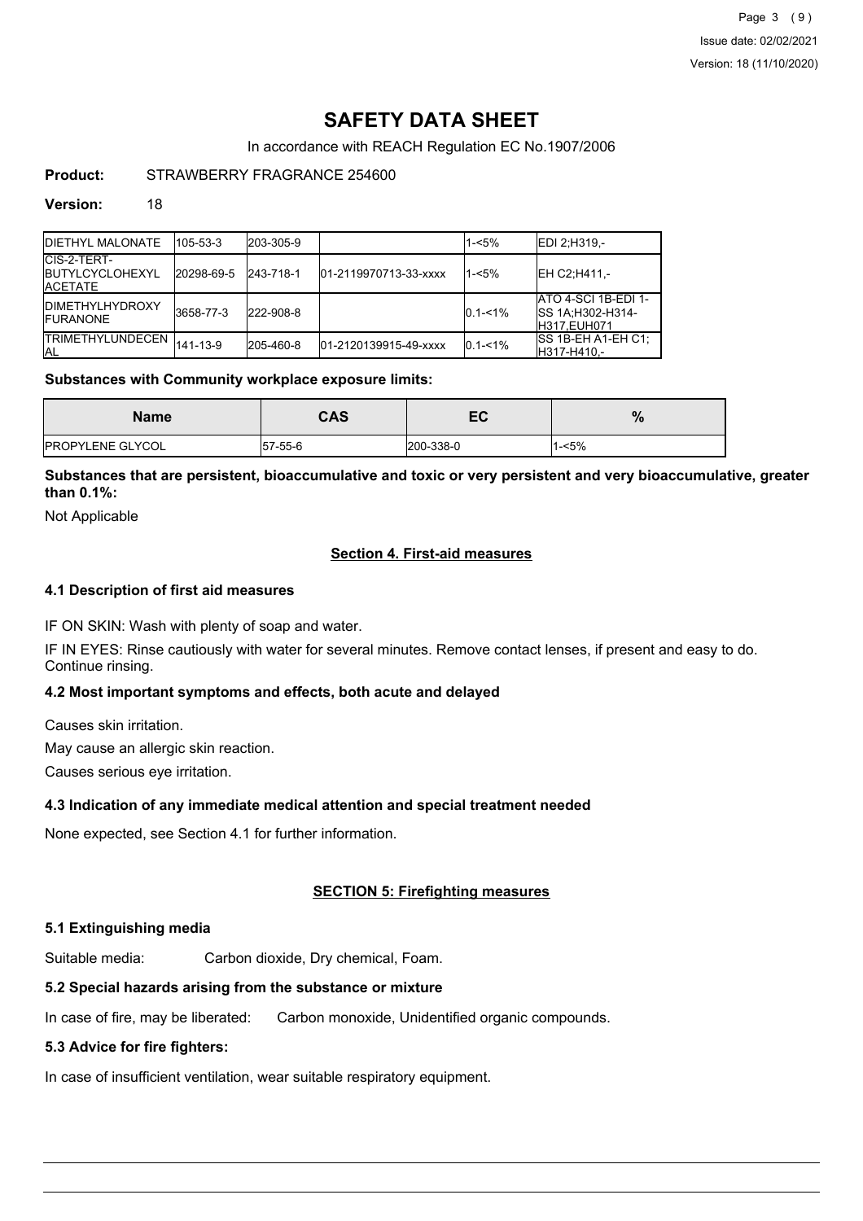# SAFETY DATA SHEET

In accordance with REACH Regulation EC No.1907/2006

**Product:** STRAWBERRY FRAGRANCE 254600

**Version:** 18

| | | | | | |
|---|---|---|---|---|---|
| DIETHYL MALONATE | 105-53-3 | 203-305-9 | | 1-<5% | EDI 2;H319,- |
| CIS-2-TERT-BUTYLCYCLOHEXYL ACETATE | 20298-69-5 | 243-718-1 | 01-2119970713-33-xxxx | 1-<5% | EH C2;H411,- |
| DIMETHYLHYDROXY FURANONE | 3658-77-3 | 222-908-8 | | 0.1-<1% | ATO 4-SCI 1B-EDI 1-SS 1A;H302-H314-H317,EUH071 |
| TRIMETHYLUNDECENAL | 141-13-9 | 205-460-8 | 01-2120139915-49-xxxx | 0.1-<1% | SS 1B-EH A1-EH C1;H317-H410,- |

**Substances with Community workplace exposure limits:**

| Name | CAS | EC | % |
|---|---|---|---|
| PROPYLENE GLYCOL | 57-55-6 | 200-338-0 | 1-<5% |

**Substances that are persistent, bioaccumulative and toxic or very persistent and very bioaccumulative, greater than 0.1%:**

Not Applicable

## Section 4. First-aid measures

### 4.1 Description of first aid measures

IF ON SKIN: Wash with plenty of soap and water.

IF IN EYES: Rinse cautiously with water for several minutes. Remove contact lenses, if present and easy to do. Continue rinsing.

### 4.2 Most important symptoms and effects, both acute and delayed

Causes skin irritation.

May cause an allergic skin reaction.

Causes serious eye irritation.

### 4.3 Indication of any immediate medical attention and special treatment needed

None expected, see Section 4.1 for further information.

## SECTION 5: Firefighting measures

### 5.1 Extinguishing media

Suitable media: Carbon dioxide, Dry chemical, Foam.

### 5.2 Special hazards arising from the substance or mixture

In case of fire, may be liberated: Carbon monoxide, Unidentified organic compounds.

### 5.3 Advice for fire fighters:

In case of insufficient ventilation, wear suitable respiratory equipment.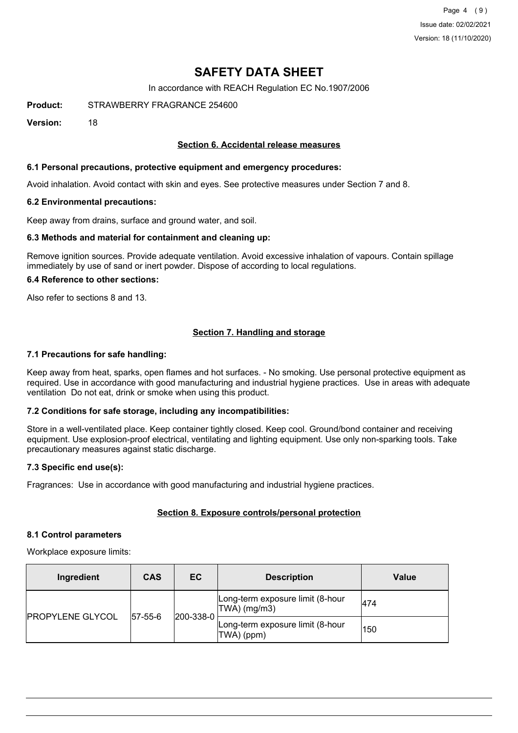# SAFETY DATA SHEET

In accordance with REACH Regulation EC No.1907/2006

**Product:** STRAWBERRY FRAGRANCE 254600

**Version:** 18

## Section 6. Accidental release measures

### 6.1 Personal precautions, protective equipment and emergency procedures:

Avoid inhalation. Avoid contact with skin and eyes. See protective measures under Section 7 and 8.

### 6.2 Environmental precautions:

Keep away from drains, surface and ground water, and soil.

### 6.3 Methods and material for containment and cleaning up:

Remove ignition sources. Provide adequate ventilation. Avoid excessive inhalation of vapours. Contain spillage immediately by use of sand or inert powder. Dispose of according to local regulations.

### 6.4 Reference to other sections:

Also refer to sections 8 and 13.

## Section 7. Handling and storage

### 7.1 Precautions for safe handling:

Keep away from heat, sparks, open flames and hot surfaces. - No smoking. Use personal protective equipment as required. Use in accordance with good manufacturing and industrial hygiene practices. Use in areas with adequate ventilation Do not eat, drink or smoke when using this product.

### 7.2 Conditions for safe storage, including any incompatibilities:

Store in a well-ventilated place. Keep container tightly closed. Keep cool. Ground/bond container and receiving equipment. Use explosion-proof electrical, ventilating and lighting equipment. Use only non-sparking tools. Take precautionary measures against static discharge.

### 7.3 Specific end use(s):

Fragrances: Use in accordance with good manufacturing and industrial hygiene practices.

## Section 8. Exposure controls/personal protection

### 8.1 Control parameters

Workplace exposure limits:

| Ingredient | CAS | EC | Description | Value |
|---|---|---|---|---|
| PROPYLENE GLYCOL | 57-55-6 | 200-338-0 | Long-term exposure limit (8-hour TWA) (mg/m3) | 474 |
| | | | Long-term exposure limit (8-hour TWA) (ppm) | 150 |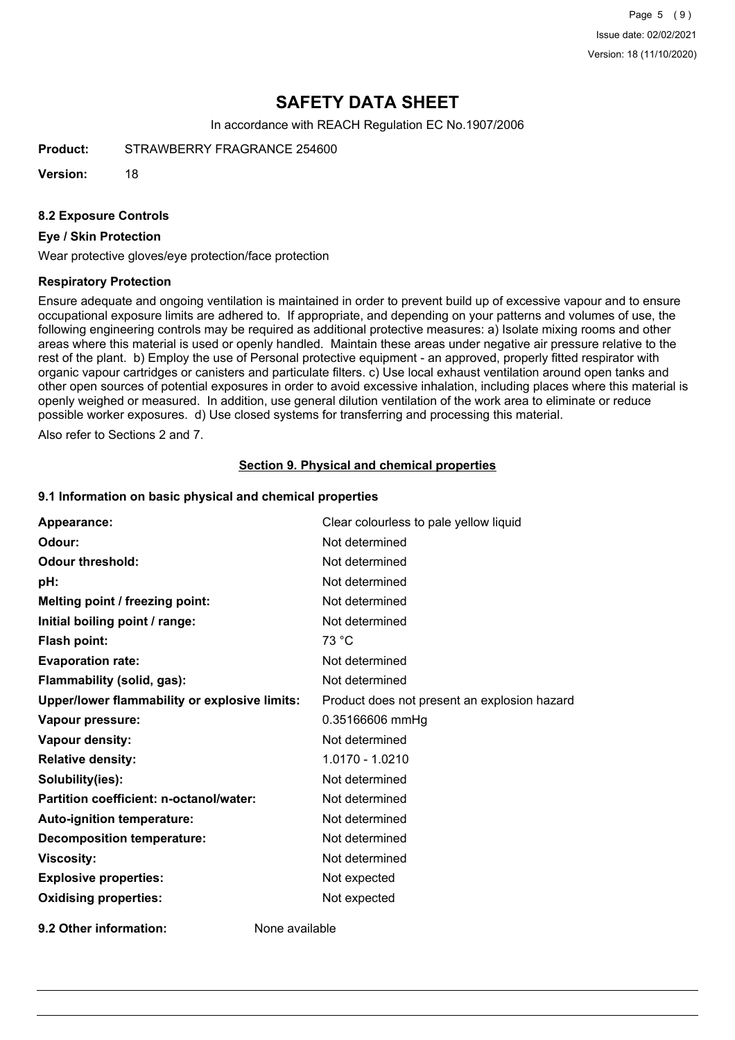# SAFETY DATA SHEET

In accordance with REACH Regulation EC No.1907/2006

**Product:** STRAWBERRY FRAGRANCE 254600

**Version:** 18

### 8.2 Exposure Controls

#### Eye / Skin Protection

Wear protective gloves/eye protection/face protection

#### Respiratory Protection

Ensure adequate and ongoing ventilation is maintained in order to prevent build up of excessive vapour and to ensure occupational exposure limits are adhered to. If appropriate, and depending on your patterns and volumes of use, the following engineering controls may be required as additional protective measures: a) Isolate mixing rooms and other areas where this material is used or openly handled. Maintain these areas under negative air pressure relative to the rest of the plant. b) Employ the use of Personal protective equipment - an approved, properly fitted respirator with organic vapour cartridges or canisters and particulate filters. c) Use local exhaust ventilation around open tanks and other open sources of potential exposures in order to avoid excessive inhalation, including places where this material is openly weighed or measured. In addition, use general dilution ventilation of the work area to eliminate or reduce possible worker exposures. d) Use closed systems for transferring and processing this material.

Also refer to Sections 2 and 7.

## Section 9. Physical and chemical properties

### 9.1 Information on basic physical and chemical properties

| | |
|---|---|
| **Appearance:** | Clear colourless to pale yellow liquid |
| **Odour:** | Not determined |
| **Odour threshold:** | Not determined |
| **pH:** | Not determined |
| **Melting point / freezing point:** | Not determined |
| **Initial boiling point / range:** | Not determined |
| **Flash point:** | 73 °C |
| **Evaporation rate:** | Not determined |
| **Flammability (solid, gas):** | Not determined |
| **Upper/lower flammability or explosive limits:** | Product does not present an explosion hazard |
| **Vapour pressure:** | 0.35166606 mmHg |
| **Vapour density:** | Not determined |
| **Relative density:** | 1.0170 - 1.0210 |
| **Solubility(ies):** | Not determined |
| **Partition coefficient: n-octanol/water:** | Not determined |
| **Auto-ignition temperature:** | Not determined |
| **Decomposition temperature:** | Not determined |
| **Viscosity:** | Not determined |
| **Explosive properties:** | Not expected |
| **Oxidising properties:** | Not expected |

**9.2 Other information:** None available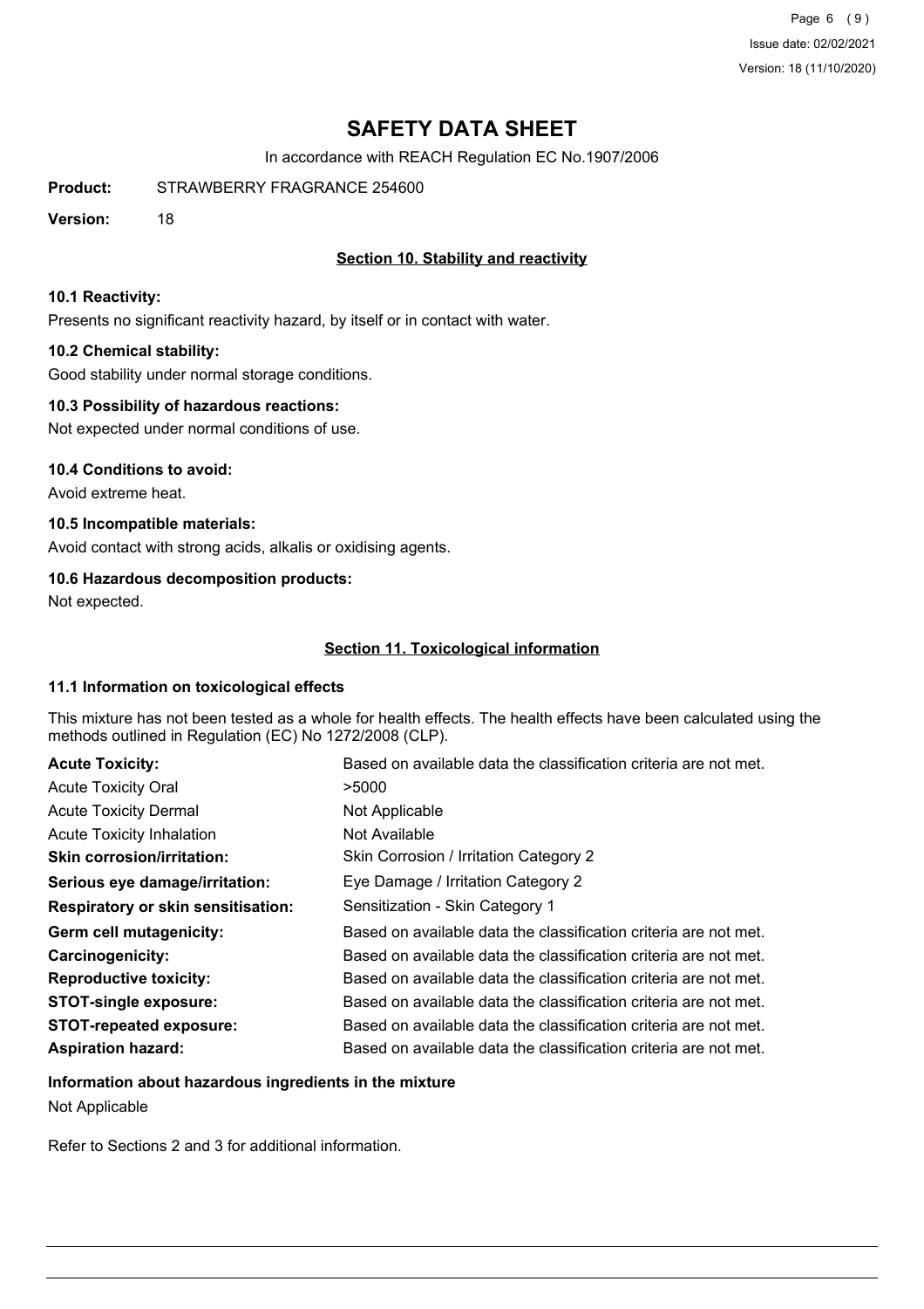# SAFETY DATA SHEET

In accordance with REACH Regulation EC No.1907/2006

**Product:** STRAWBERRY FRAGRANCE 254600

**Version:** 18

## Section 10. Stability and reactivity

### 10.1 Reactivity:

Presents no significant reactivity hazard, by itself or in contact with water.

### 10.2 Chemical stability:

Good stability under normal storage conditions.

### 10.3 Possibility of hazardous reactions:

Not expected under normal conditions of use.

### 10.4 Conditions to avoid:

Avoid extreme heat.

### 10.5 Incompatible materials:

Avoid contact with strong acids, alkalis or oxidising agents.

### 10.6 Hazardous decomposition products:

Not expected.

## Section 11. Toxicological information

### 11.1 Information on toxicological effects

This mixture has not been tested as a whole for health effects. The health effects have been calculated using the methods outlined in Regulation (EC) No 1272/2008 (CLP).

| | |
|---|---|
| **Acute Toxicity:** | Based on available data the classification criteria are not met. |
| Acute Toxicity Oral | >5000 |
| Acute Toxicity Dermal | Not Applicable |
| Acute Toxicity Inhalation | Not Available |
| **Skin corrosion/irritation:** | Skin Corrosion / Irritation Category 2 |
| **Serious eye damage/irritation:** | Eye Damage / Irritation Category 2 |
| **Respiratory or skin sensitisation:** | Sensitization - Skin Category 1 |
| **Germ cell mutagenicity:** | Based on available data the classification criteria are not met. |
| **Carcinogenicity:** | Based on available data the classification criteria are not met. |
| **Reproductive toxicity:** | Based on available data the classification criteria are not met. |
| **STOT-single exposure:** | Based on available data the classification criteria are not met. |
| **STOT-repeated exposure:** | Based on available data the classification criteria are not met. |
| **Aspiration hazard:** | Based on available data the classification criteria are not met. |

### Information about hazardous ingredients in the mixture

Not Applicable

Refer to Sections 2 and 3 for additional information.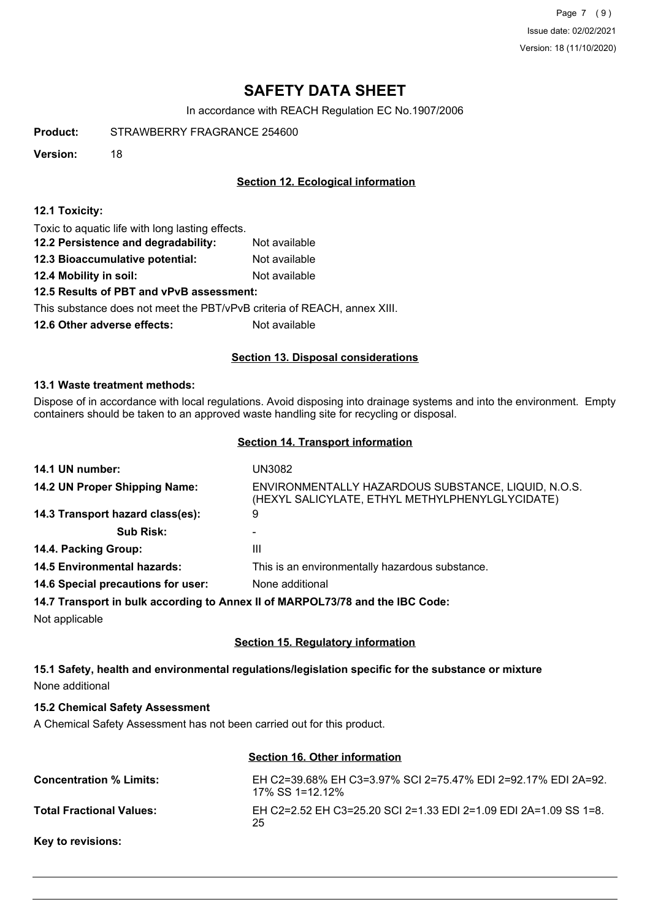# SAFETY DATA SHEET

In accordance with REACH Regulation EC No.1907/2006

**Product:** STRAWBERRY FRAGRANCE 254600

**Version:** 18

## Section 12. Ecological information

**12.1 Toxicity:**

Toxic to aquatic life with long lasting effects.

**12.2 Persistence and degradability:** Not available

**12.3 Bioaccumulative potential:** Not available

**12.4 Mobility in soil:** Not available

**12.5 Results of PBT and vPvB assessment:**

This substance does not meet the PBT/vPvB criteria of REACH, annex XIII.

**12.6 Other adverse effects:** Not available

## Section 13. Disposal considerations

**13.1 Waste treatment methods:**

Dispose of in accordance with local regulations. Avoid disposing into drainage systems and into the environment. Empty containers should be taken to an approved waste handling site for recycling or disposal.

## Section 14. Transport information

**14.1 UN number:** UN3082

**14.2 UN Proper Shipping Name:** ENVIRONMENTALLY HAZARDOUS SUBSTANCE, LIQUID, N.O.S. (HEXYL SALICYLATE, ETHYL METHYLPHENYLGLYCIDATE)

**14.3 Transport hazard class(es):** 9

**Sub Risk:** -

**14.4. Packing Group:** III

**14.5 Environmental hazards:** This is an environmentally hazardous substance.

**14.6 Special precautions for user:** None additional

**14.7 Transport in bulk according to Annex II of MARPOL73/78 and the IBC Code:**

Not applicable

## Section 15. Regulatory information

**15.1 Safety, health and environmental regulations/legislation specific for the substance or mixture**

None additional

**15.2 Chemical Safety Assessment**

A Chemical Safety Assessment has not been carried out for this product.

## Section 16. Other information

**Concentration % Limits:** EH C2=39.68% EH C3=3.97% SCI 2=75.47% EDI 2=92.17% EDI 2A=92.17% SS 1=12.12%

**Total Fractional Values:** EH C2=2.52 EH C3=25.20 SCI 2=1.33 EDI 2=1.09 EDI 2A=1.09 SS 1=8.25

**Key to revisions:**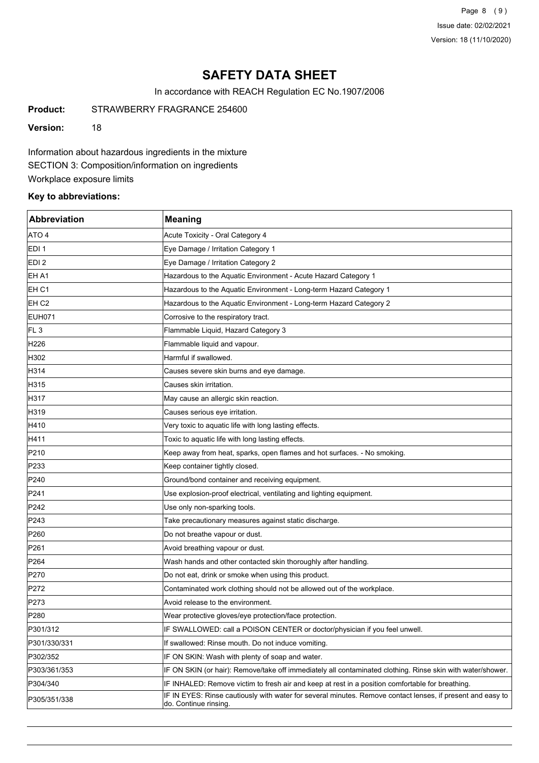# SAFETY DATA SHEET

In accordance with REACH Regulation EC No.1907/2006

**Product:** STRAWBERRY FRAGRANCE 254600

**Version:** 18

Information about hazardous ingredients in the mixture
SECTION 3: Composition/information on ingredients
Workplace exposure limits

**Key to abbreviations:**

| Abbreviation | Meaning |
|---|---|
| ATO 4 | Acute Toxicity - Oral Category 4 |
| EDI 1 | Eye Damage / Irritation Category 1 |
| EDI 2 | Eye Damage / Irritation Category 2 |
| EH A1 | Hazardous to the Aquatic Environment - Acute Hazard Category 1 |
| EH C1 | Hazardous to the Aquatic Environment - Long-term Hazard Category 1 |
| EH C2 | Hazardous to the Aquatic Environment - Long-term Hazard Category 2 |
| EUH071 | Corrosive to the respiratory tract. |
| FL 3 | Flammable Liquid, Hazard Category 3 |
| H226 | Flammable liquid and vapour. |
| H302 | Harmful if swallowed. |
| H314 | Causes severe skin burns and eye damage. |
| H315 | Causes skin irritation. |
| H317 | May cause an allergic skin reaction. |
| H319 | Causes serious eye irritation. |
| H410 | Very toxic to aquatic life with long lasting effects. |
| H411 | Toxic to aquatic life with long lasting effects. |
| P210 | Keep away from heat, sparks, open flames and hot surfaces. - No smoking. |
| P233 | Keep container tightly closed. |
| P240 | Ground/bond container and receiving equipment. |
| P241 | Use explosion-proof electrical, ventilating and lighting equipment. |
| P242 | Use only non-sparking tools. |
| P243 | Take precautionary measures against static discharge. |
| P260 | Do not breathe vapour or dust. |
| P261 | Avoid breathing vapour or dust. |
| P264 | Wash hands and other contacted skin thoroughly after handling. |
| P270 | Do not eat, drink or smoke when using this product. |
| P272 | Contaminated work clothing should not be allowed out of the workplace. |
| P273 | Avoid release to the environment. |
| P280 | Wear protective gloves/eye protection/face protection. |
| P301/312 | IF SWALLOWED: call a POISON CENTER or doctor/physician if you feel unwell. |
| P301/330/331 | If swallowed: Rinse mouth. Do not induce vomiting. |
| P302/352 | IF ON SKIN: Wash with plenty of soap and water. |
| P303/361/353 | IF ON SKIN (or hair): Remove/take off immediately all contaminated clothing. Rinse skin with water/shower. |
| P304/340 | IF INHALED: Remove victim to fresh air and keep at rest in a position comfortable for breathing. |
| P305/351/338 | IF IN EYES: Rinse cautiously with water for several minutes. Remove contact lenses, if present and easy to do. Continue rinsing. |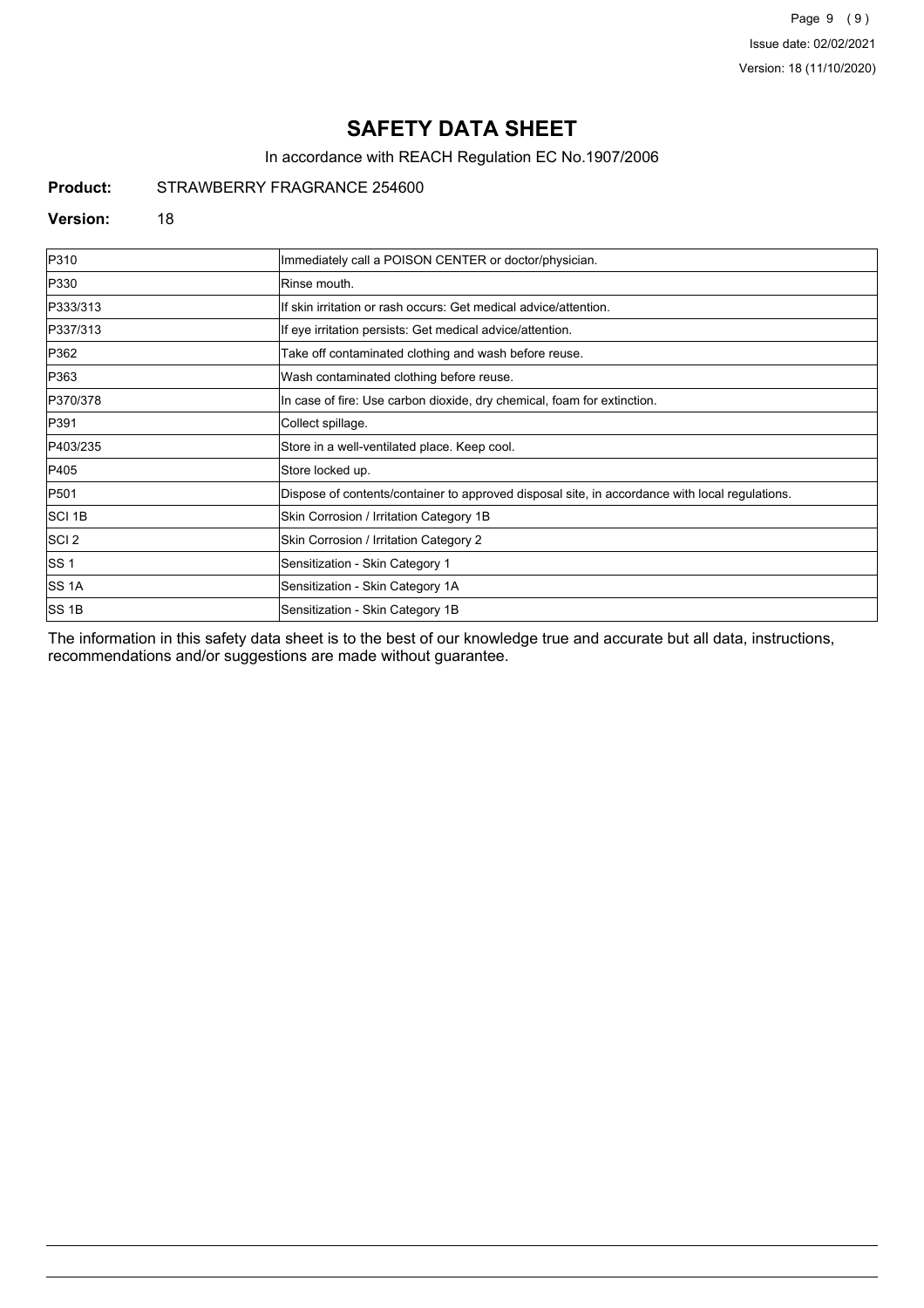| | |
|---|---|
| P310 | Immediately call a POISON CENTER or doctor/physician. |
| P330 | Rinse mouth. |
| P333/313 | If skin irritation or rash occurs: Get medical advice/attention. |
| P337/313 | If eye irritation persists: Get medical advice/attention. |
| P362 | Take off contaminated clothing and wash before reuse. |
| P363 | Wash contaminated clothing before reuse. |
| P370/378 | In case of fire: Use carbon dioxide, dry chemical, foam for extinction. |
| P391 | Collect spillage. |
| P403/235 | Store in a well-ventilated place. Keep cool. |
| P405 | Store locked up. |
| P501 | Dispose of contents/container to approved disposal site, in accordance with local regulations. |
| SCI 1B | Skin Corrosion / Irritation Category 1B |
| SCI 2 | Skin Corrosion / Irritation Category 2 |
| SS 1 | Sensitization - Skin Category 1 |
| SS 1A | Sensitization - Skin Category 1A |
| SS 1B | Sensitization - Skin Category 1B |

The information in this safety data sheet is to the best of our knowledge true and accurate but all data, instructions, recommendations and/or suggestions are made without guarantee.